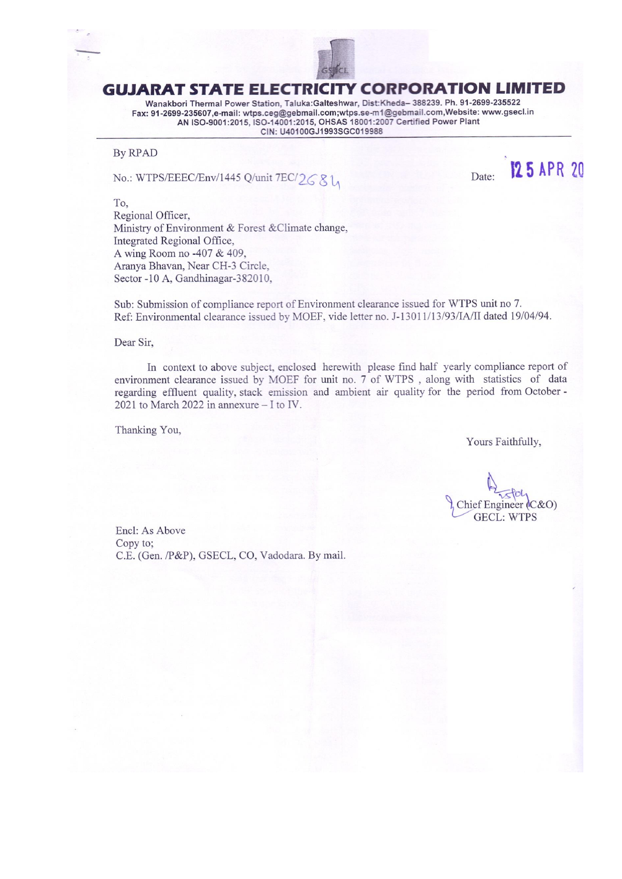# GUJARAT STATE ELECTRICITY CORPORATION LIMITED

Wanakbori Thermal Power Station, Taluka:Galteshwar, Dist:Kheda– 388239. Ph. 91-2699-235522
Fax: 91-2699-235607,e-mail: wtps.ceg@gebmail.com;wtps.se-m1@gebmail.com,Website: www.gsecl.in
AN ISO-9001:2015, ISO-14001:2015, OHSAS 18001:2007 Certified Power Plant
CIN: U40100GJ1993SGC019988

By RPAD

No.: WTPS/EEEC/Env/1445 Q/unit 7EC/2684

Date: 25 APR 20

To,
Regional Officer,
Ministry of Environment & Forest &Climate change,
Integrated Regional Office,
A wing Room no -407 & 409,
Aranya Bhavan, Near CH-3 Circle,
Sector -10 A, Gandhinagar-382010,

Sub: Submission of compliance report of Environment clearance issued for WTPS unit no 7.
Ref: Environmental clearance issued by MOEF, vide letter no. J-13011/13/93/IA/II dated 19/04/94.

Dear Sir,

In context to above subject, enclosed herewith please find half yearly compliance report of environment clearance issued by MOEF for unit no. 7 of WTPS , along with statistics of data regarding effluent quality, stack emission and ambient air quality for the period from October - 2021 to March 2022 in annexure – I to IV.

Thanking You,

Yours Faithfully,

Chief Engineer (C&O)
GECL: WTPS

Encl: As Above
Copy to;
C.E. (Gen. /P&P), GSECL, CO, Vadodara. By mail.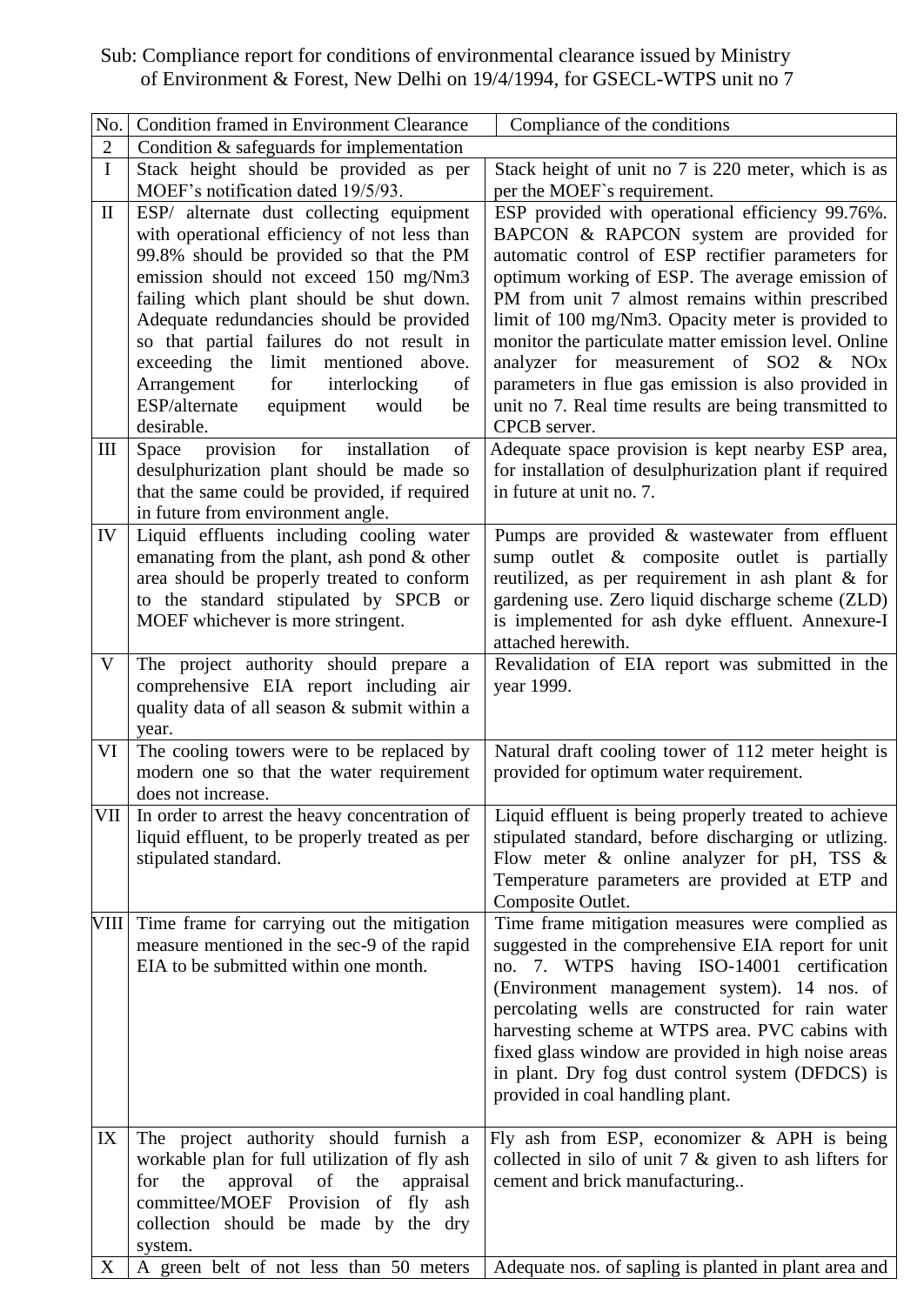Sub: Compliance report for conditions of environmental clearance issued by Ministry of Environment & Forest, New Delhi on 19/4/1994, for GSECL-WTPS unit no 7

| No. | Condition framed in Environment Clearance | Compliance of the conditions |
|---|---|---|
| 2 | Condition & safeguards for implementation | |
| I | Stack height should be provided as per MOEF's notification dated 19/5/93. | Stack height of unit no 7 is 220 meter, which is as per the MOEF`s requirement. |
| II | ESP/ alternate dust collecting equipment with operational efficiency of not less than 99.8% should be provided so that the PM emission should not exceed 150 mg/Nm3 failing which plant should be shut down. Adequate redundancies should be provided so that partial failures do not result in exceeding the limit mentioned above. Arrangement for interlocking of ESP/alternate equipment would be desirable. | ESP provided with operational efficiency 99.76%. BAPCON & RAPCON system are provided for automatic control of ESP rectifier parameters for optimum working of ESP. The average emission of PM from unit 7 almost remains within prescribed limit of 100 mg/Nm3. Opacity meter is provided to monitor the particulate matter emission level. Online analyzer for measurement of $SO_2$ & $NO_x$ parameters in flue gas emission is also provided in unit no 7. Real time results are being transmitted to CPCB server. |
| III | Space provision for installation of desulphurization plant should be made so that the same could be provided, if required in future from environment angle. | Adequate space provision is kept nearby ESP area, for installation of desulphurization plant if required in future at unit no. 7. |
| IV | Liquid effluents including cooling water emanating from the plant, ash pond & other area should be properly treated to conform to the standard stipulated by SPCB or MOEF whichever is more stringent. | Pumps are provided & wastewater from effluent sump outlet & composite outlet is partially reutilized, as per requirement in ash plant & for gardening use. Zero liquid discharge scheme (ZLD) is implemented for ash dyke effluent. Annexure-I attached herewith. |
| V | The project authority should prepare a comprehensive EIA report including air quality data of all season & submit within a year. | Revalidation of EIA report was submitted in the year 1999. |
| VI | The cooling towers were to be replaced by modern one so that the water requirement does not increase. | Natural draft cooling tower of 112 meter height is provided for optimum water requirement. |
| VII | In order to arrest the heavy concentration of liquid effluent, to be properly treated as per stipulated standard. | Liquid effluent is being properly treated to achieve stipulated standard, before discharging or utlizing. Flow meter & online analyzer for pH, TSS & Temperature parameters are provided at ETP and Composite Outlet. |
| VIII | Time frame for carrying out the mitigation measure mentioned in the sec-9 of the rapid EIA to be submitted within one month. | Time frame mitigation measures were complied as suggested in the comprehensive EIA report for unit no. 7. WTPS having ISO-14001 certification (Environment management system). 14 nos. of percolating wells are constructed for rain water harvesting scheme at WTPS area. PVC cabins with fixed glass window are provided in high noise areas in plant. Dry fog dust control system (DFDCS) is provided in coal handling plant. |
| IX | The project authority should furnish a workable plan for full utilization of fly ash for the approval of the appraisal committee/MOEF Provision of fly ash collection should be made by the dry system. | Fly ash from ESP, economizer & APH is being collected in silo of unit 7 & given to ash lifters for cement and brick manufacturing.. |
| X | A green belt of not less than 50 meters | Adequate nos. of sapling is planted in plant area and |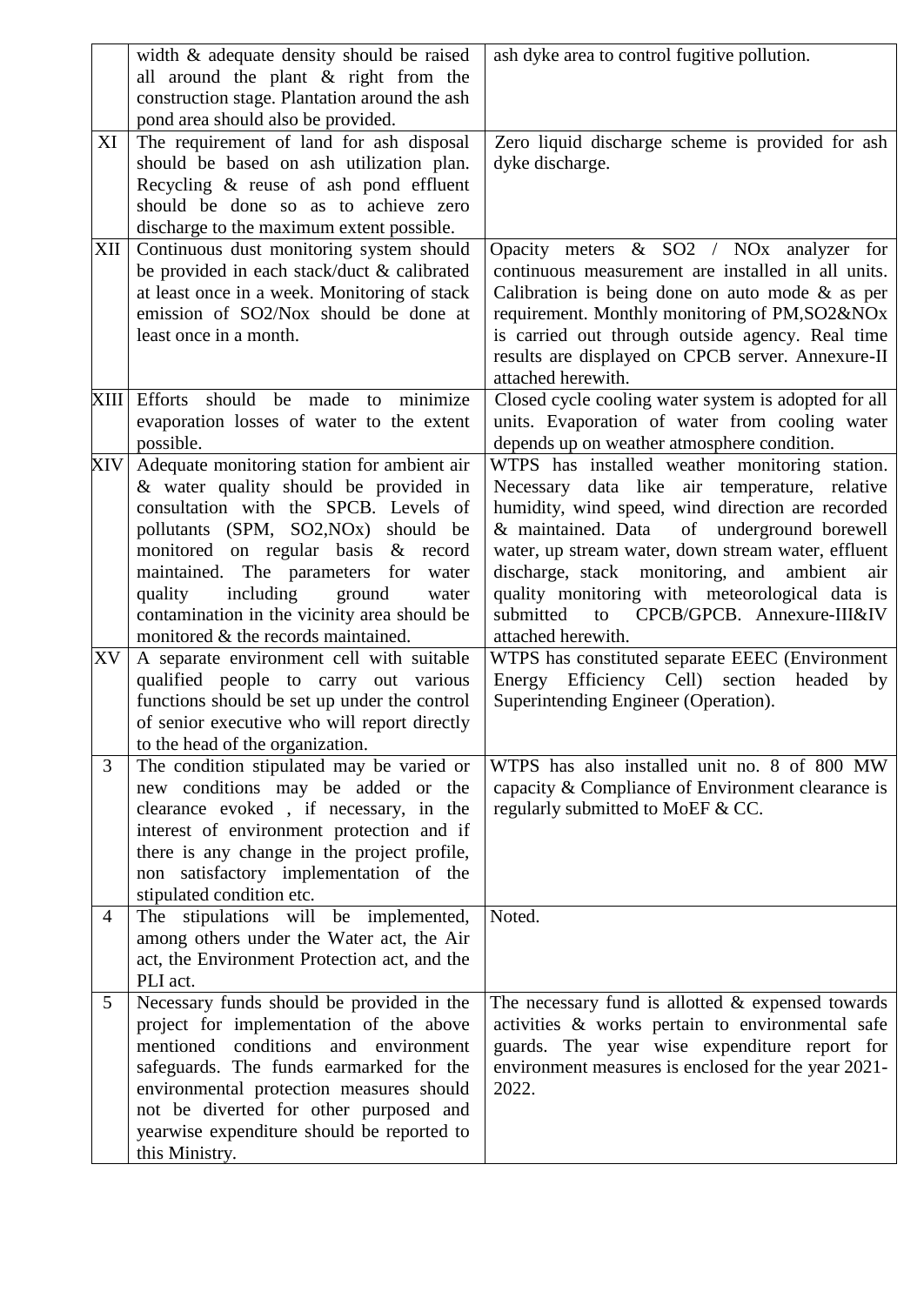| | | |
|---|---|---|
| | width & adequate density should be raised all around the plant & right from the construction stage. Plantation around the ash pond area should also be provided. | ash dyke area to control fugitive pollution. |
| XI | The requirement of land for ash disposal should be based on ash utilization plan. Recycling & reuse of ash pond effluent should be done so as to achieve zero discharge to the maximum extent possible. | Zero liquid discharge scheme is provided for ash dyke discharge. |
| XII | Continuous dust monitoring system should be provided in each stack/duct & calibrated at least once in a week. Monitoring of stack emission of SO2/Nox should be done at least once in a month. | Opacity meters & SO2 / NOx analyzer for continuous measurement are installed in all units. Calibration is being done on auto mode & as per requirement. Monthly monitoring of PM,SO2&NOx is carried out through outside agency. Real time results are displayed on CPCB server. Annexure-II attached herewith. |
| XIII | Efforts should be made to minimize evaporation losses of water to the extent possible. | Closed cycle cooling water system is adopted for all units. Evaporation of water from cooling water depends up on weather atmosphere condition. |
| XIV | Adequate monitoring station for ambient air & water quality should be provided in consultation with the SPCB. Levels of pollutants (SPM, SO2,NOx) should be monitored on regular basis & record maintained. The parameters for water quality including ground water contamination in the vicinity area should be monitored & the records maintained. | WTPS has installed weather monitoring station. Necessary data like air temperature, relative humidity, wind speed, wind direction are recorded & maintained. Data of underground borewell water, up stream water, down stream water, effluent discharge, stack monitoring, and ambient air quality monitoring with meteorological data is submitted to CPCB/GPCB. Annexure-III&IV attached herewith. |
| XV | A separate environment cell with suitable qualified people to carry out various functions should be set up under the control of senior executive who will report directly to the head of the organization. | WTPS has constituted separate EEEC (Environment Energy Efficiency Cell) section headed by Superintending Engineer (Operation). |
| 3 | The condition stipulated may be varied or new conditions may be added or the clearance evoked , if necessary, in the interest of environment protection and if there is any change in the project profile, non satisfactory implementation of the stipulated condition etc. | WTPS has also installed unit no. 8 of 800 MW capacity & Compliance of Environment clearance is regularly submitted to MoEF & CC. |
| 4 | The stipulations will be implemented, among others under the Water act, the Air act, the Environment Protection act, and the PLI act. | Noted. |
| 5 | Necessary funds should be provided in the project for implementation of the above mentioned conditions and environment safeguards. The funds earmarked for the environmental protection measures should not be diverted for other purposed and yearwise expenditure should be reported to this Ministry. | The necessary fund is allotted & expensed towards activities & works pertain to environmental safe guards. The year wise expenditure report for environment measures is enclosed for the year 2021-2022. |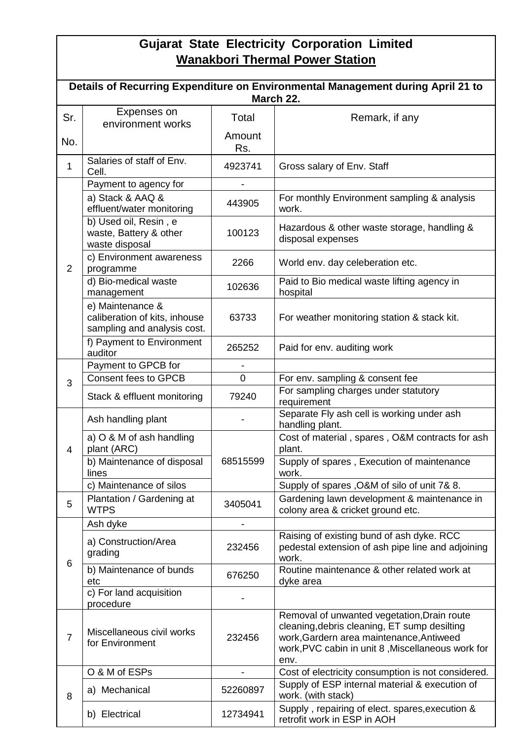# Gujarat State Electricity Corporation Limited

## Wanakbori Thermal Power Station

**Details of Recurring Expenditure on Environmental Management during April 21 to March 22.**

| Sr. No. | Expenses on environment works | Total Amount Rs. | Remark, if any |
|---|---|---|---|
| 1 | Salaries of staff of Env. Cell. | 4923741 | Gross salary of Env. Staff |
| 2 | Payment to agency for | - | |
| | a) Stack & AAQ & effluent/water monitoring | 443905 | For monthly Environment sampling & analysis work. |
| | b) Used oil, Resin , e waste, Battery & other waste disposal | 100123 | Hazardous & other waste storage, handling & disposal expenses |
| | c) Environment awareness programme | 2266 | World env. day celeberation etc. |
| | d) Bio-medical waste management | 102636 | Paid to Bio medical waste lifting agency in hospital |
| | e) Maintenance & caliberation of kits, inhouse sampling and analysis cost. | 63733 | For weather monitoring station & stack kit. |
| | f) Payment to Environment auditor | 265252 | Paid for env. auditing work |
| 3 | Payment to GPCB for | - | |
| | Consent fees to GPCB | 0 | For env. sampling & consent fee |
| | Stack & effluent monitoring | 79240 | For sampling charges under statutory requirement |
| 4 | Ash handling plant | - | Separate Fly ash cell is working under ash handling plant. |
| | a) O & M of ash handling plant (ARC) | 68515599 | Cost of material , spares , O&M contracts for ash plant. |
| | b) Maintenance of disposal lines | | Supply of spares , Execution of maintenance work. |
| | c) Maintenance of silos | | Supply of spares ,O&M of silo of unit 7& 8. |
| 5 | Plantation / Gardening at WTPS | 3405041 | Gardening lawn development & maintenance in colony area & cricket ground etc. |
| 6 | Ash dyke | - | |
| | a) Construction/Area grading | 232456 | Raising of existing bund of ash dyke. RCC pedestal extension of ash pipe line and adjoining work. |
| | b) Maintenance of bunds etc | 676250 | Routine maintenance & other related work at dyke area |
| | c) For land acquisition procedure | - | |
| 7 | Miscellaneous civil works for Environment | 232456 | Removal of unwanted vegetation,Drain route cleaning,debris cleaning, ET sump desilting work,Gardern area maintenance,Antiweed work,PVC cabin in unit 8 ,Miscellaneous work for env. |
| 8 | O & M of ESPs | - | Cost of electricity consumption is not considered. |
| | a) Mechanical | 52260897 | Supply of ESP internal material & execution of work. (with stack) |
| | b) Electrical | 12734941 | Supply , repairing of elect. spares,execution & retrofit work in ESP in AOH |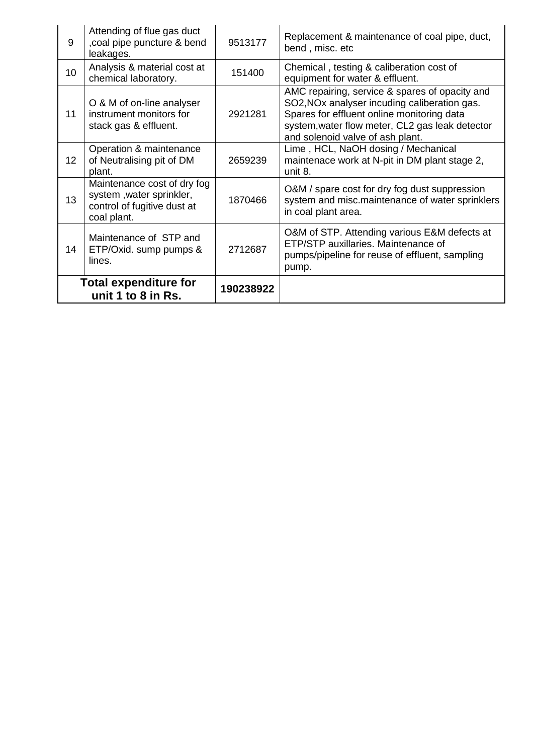| | | | |
|---|---|---|---|
| 9 | Attending of flue gas duct ,coal pipe puncture & bend leakages. | 9513177 | Replacement & maintenance of coal pipe, duct, bend , misc. etc |
| 10 | Analysis & material cost at chemical laboratory. | 151400 | Chemical , testing & caliberation cost of equipment for water & effluent. |
| 11 | O & M of on-line analyser instrument monitors for stack gas & effluent. | 2921281 | AMC repairing, service & spares of opacity and SO2,NOx analyser incuding caliberation gas. Spares for effluent online monitoring data system,water flow meter, CL2 gas leak detector and solenoid valve of ash plant. |
| 12 | Operation & maintenance of Neutralising pit of DM plant. | 2659239 | Lime , HCL, NaOH dosing / Mechanical maintenace work at N-pit in DM plant stage 2, unit 8. |
| 13 | Maintenance cost of dry fog system ,water sprinkler, control of fugitive dust at coal plant. | 1870466 | O&M / spare cost for dry fog dust suppression system and misc.maintenance of water sprinklers in coal plant area. |
| 14 | Maintenance of STP and ETP/Oxid. sump pumps & lines. | 2712687 | O&M of STP. Attending various E&M defects at ETP/STP auxillaries. Maintenance of pumps/pipeline for reuse of effluent, sampling pump. |
| **Total expenditure for unit 1 to 8 in Rs.** | | **190238922** | |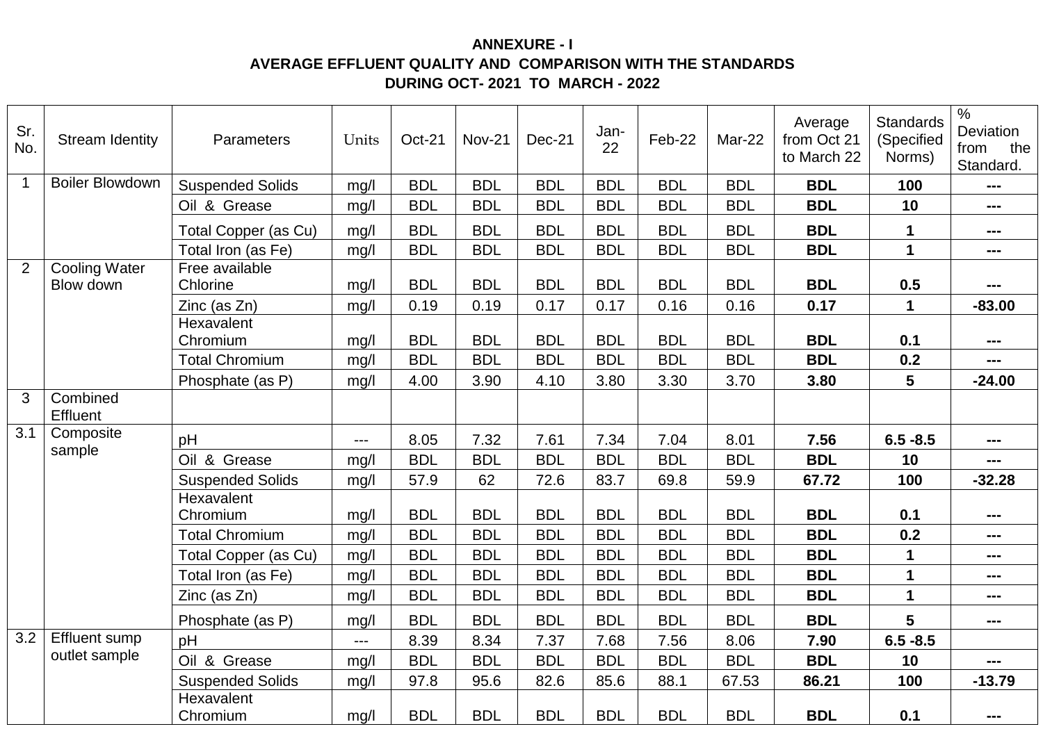**ANNEXURE - I**

**AVERAGE EFFLUENT QUALITY AND COMPARISON WITH THE STANDARDS DURING OCT- 2021 TO MARCH - 2022**

| Sr. No. | Stream Identity | Parameters | Units | Oct-21 | Nov-21 | Dec-21 | Jan-22 | Feb-22 | Mar-22 | Average from Oct 21 to March 22 | Standards (Specified Norms) | % Deviation from the Standard. |
|---|---|---|---|---|---|---|---|---|---|---|---|---|
| 1 | Boiler Blowdown | Suspended Solids | mg/l | BDL | BDL | BDL | BDL | BDL | BDL | **BDL** | **100** | **---** |
| | | Oil & Grease | mg/l | BDL | BDL | BDL | BDL | BDL | BDL | **BDL** | **10** | **---** |
| | | Total Copper (as Cu) | mg/l | BDL | BDL | BDL | BDL | BDL | BDL | **BDL** | **1** | **---** |
| | | Total Iron (as Fe) | mg/l | BDL | BDL | BDL | BDL | BDL | BDL | **BDL** | **1** | **---** |
| 2 | Cooling Water Blow down | Free available Chlorine | mg/l | BDL | BDL | BDL | BDL | BDL | BDL | **BDL** | **0.5** | **---** |
| | | Zinc (as Zn) | mg/l | 0.19 | 0.19 | 0.17 | 0.17 | 0.16 | 0.16 | **0.17** | **1** | **-83.00** |
| | | Hexavalent Chromium | mg/l | BDL | BDL | BDL | BDL | BDL | BDL | **BDL** | **0.1** | **---** |
| | | Total Chromium | mg/l | BDL | BDL | BDL | BDL | BDL | BDL | **BDL** | **0.2** | **---** |
| | | Phosphate (as P) | mg/l | 4.00 | 3.90 | 4.10 | 3.80 | 3.30 | 3.70 | **3.80** | **5** | **-24.00** |
| 3 | Combined Effluent | | | | | | | | | | | |
| 3.1 | Composite sample | pH | --- | 8.05 | 7.32 | 7.61 | 7.34 | 7.04 | 8.01 | **7.56** | **6.5 -8.5** | **---** |
| | | Oil & Grease | mg/l | BDL | BDL | BDL | BDL | BDL | BDL | **BDL** | **10** | **---** |
| | | Suspended Solids | mg/l | 57.9 | 62 | 72.6 | 83.7 | 69.8 | 59.9 | **67.72** | **100** | **-32.28** |
| | | Hexavalent Chromium | mg/l | BDL | BDL | BDL | BDL | BDL | BDL | **BDL** | **0.1** | **---** |
| | | Total Chromium | mg/l | BDL | BDL | BDL | BDL | BDL | BDL | **BDL** | **0.2** | **---** |
| | | Total Copper (as Cu) | mg/l | BDL | BDL | BDL | BDL | BDL | BDL | **BDL** | **1** | **---** |
| | | Total Iron (as Fe) | mg/l | BDL | BDL | BDL | BDL | BDL | BDL | **BDL** | **1** | **---** |
| | | Zinc (as Zn) | mg/l | BDL | BDL | BDL | BDL | BDL | BDL | **BDL** | **1** | **---** |
| | | Phosphate (as P) | mg/l | BDL | BDL | BDL | BDL | BDL | BDL | **BDL** | **5** | **---** |
| 3.2 | Effluent sump outlet sample | pH | --- | 8.39 | 8.34 | 7.37 | 7.68 | 7.56 | 8.06 | **7.90** | **6.5 -8.5** | |
| | | Oil & Grease | mg/l | BDL | BDL | BDL | BDL | BDL | BDL | **BDL** | **10** | **---** |
| | | Suspended Solids | mg/l | 97.8 | 95.6 | 82.6 | 85.6 | 88.1 | 67.53 | **86.21** | **100** | **-13.79** |
| | | Hexavalent Chromium | mg/l | BDL | BDL | BDL | BDL | BDL | BDL | **BDL** | **0.1** | **---** |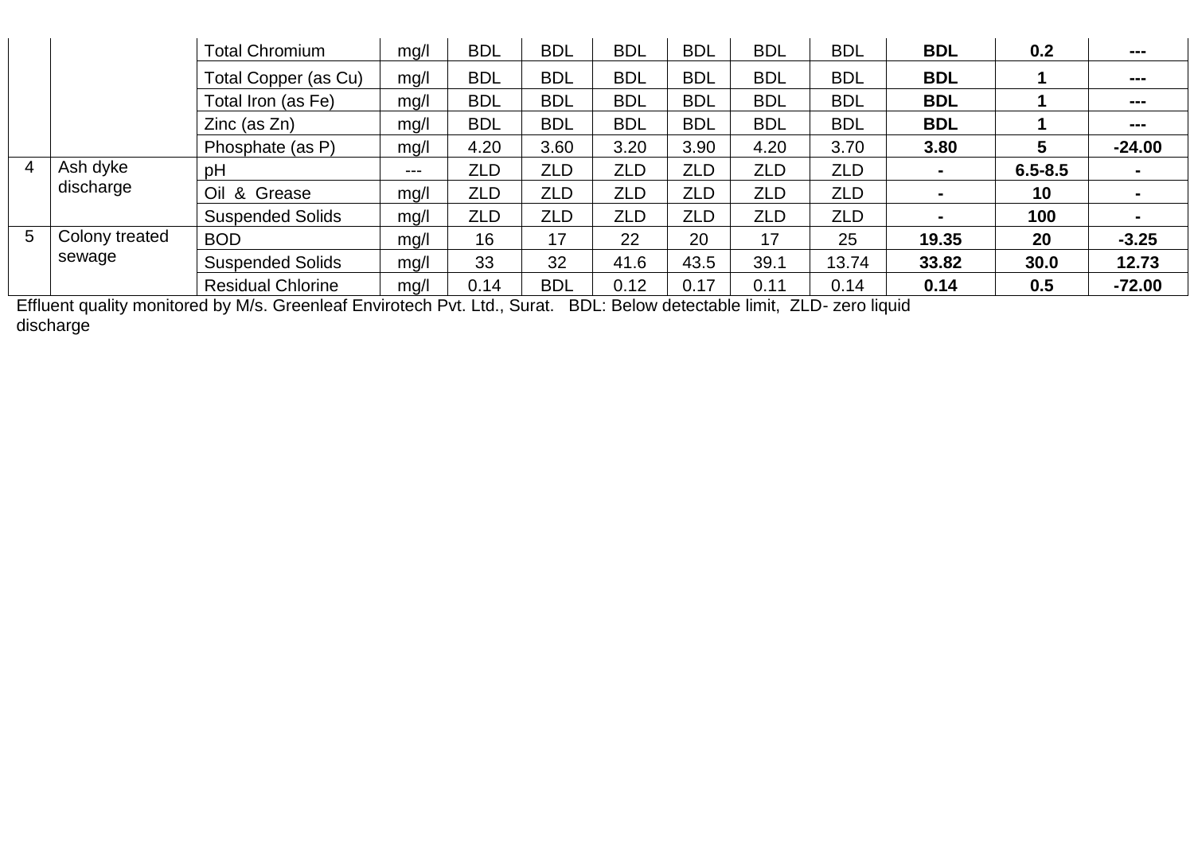|  |  | Total Chromium | mg/l | BDL | BDL | BDL | BDL | BDL | BDL | **BDL** | **0.2** | **---** |
|---|---|---|---|---|---|---|---|---|---|---|---|---|
|  |  | Total Copper (as Cu) | mg/l | BDL | BDL | BDL | BDL | BDL | BDL | **BDL** | **1** | **---** |
|  |  | Total Iron (as Fe) | mg/l | BDL | BDL | BDL | BDL | BDL | BDL | **BDL** | **1** | **---** |
|  |  | Zinc (as Zn) | mg/l | BDL | BDL | BDL | BDL | BDL | BDL | **BDL** | **1** | **---** |
|  |  | Phosphate (as P) | mg/l | 4.20 | 3.60 | 3.20 | 3.90 | 4.20 | 3.70 | **3.80** | **5** | **-24.00** |
| 4 | Ash dyke discharge | pH | --- | ZLD | ZLD | ZLD | ZLD | ZLD | ZLD | **-** | **6.5-8.5** | **-** |
|  |  | Oil & Grease | mg/l | ZLD | ZLD | ZLD | ZLD | ZLD | ZLD | **-** | **10** | **-** |
|  |  | Suspended Solids | mg/l | ZLD | ZLD | ZLD | ZLD | ZLD | ZLD | **-** | **100** | **-** |
| 5 | Colony treated sewage | BOD | mg/l | 16 | 17 | 22 | 20 | 17 | 25 | **19.35** | **20** | **-3.25** |
|  |  | Suspended Solids | mg/l | 33 | 32 | 41.6 | 43.5 | 39.1 | 13.74 | **33.82** | **30.0** | **12.73** |
|  |  | Residual Chlorine | mg/l | 0.14 | BDL | 0.12 | 0.17 | 0.11 | 0.14 | **0.14** | **0.5** | **-72.00** |

Effluent quality monitored by M/s. Greenleaf Envirotech Pvt. Ltd., Surat. BDL: Below detectable limit, ZLD- zero liquid discharge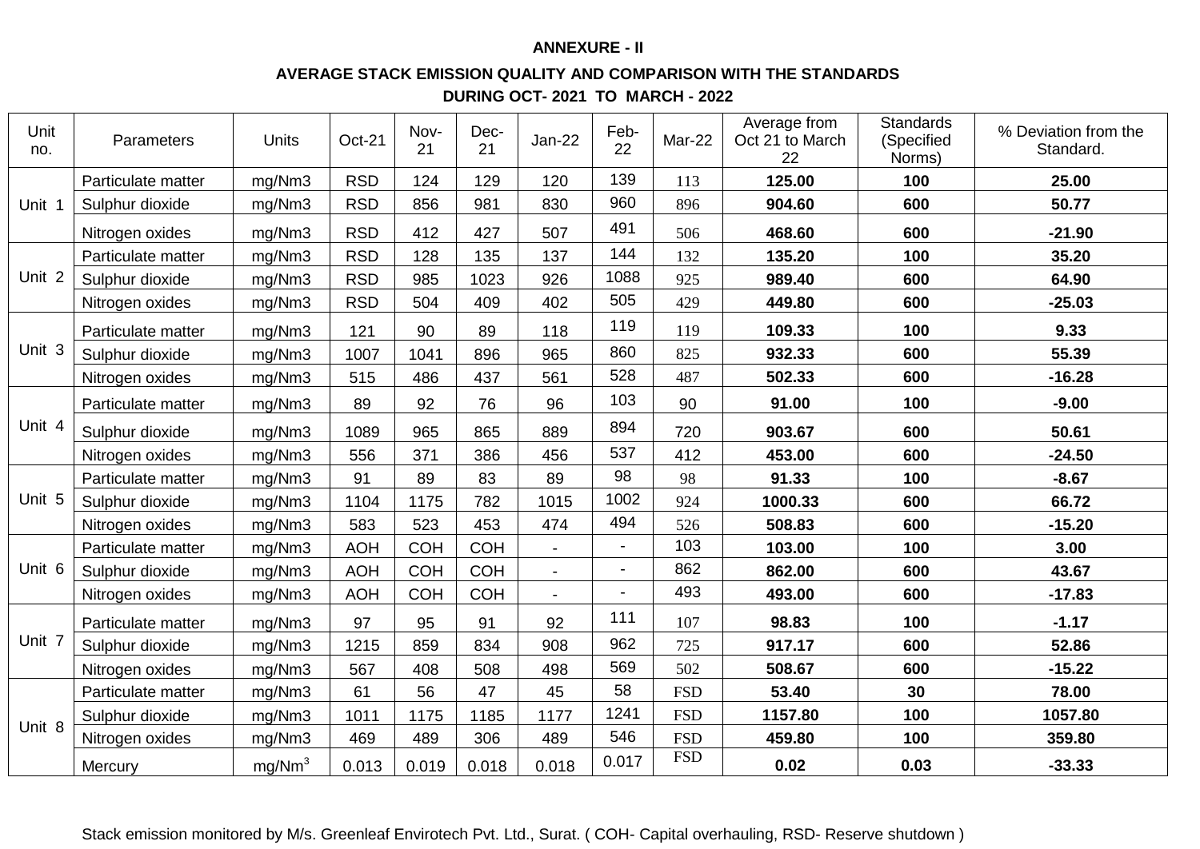**ANNEXURE - II**

**AVERAGE STACK EMISSION QUALITY AND COMPARISON WITH THE STANDARDS**

**DURING OCT- 2021 TO MARCH - 2022**

| Unit no. | Parameters | Units | Oct-21 | Nov-21 | Dec-21 | Jan-22 | Feb-22 | Mar-22 | Average from Oct 21 to March 22 | Standards (Specified Norms) | % Deviation from the Standard. |
|---|---|---|---|---|---|---|---|---|---|---|---|
| Unit 1 | Particulate matter | mg/Nm3 | RSD | 124 | 129 | 120 | 139 | 113 | **125.00** | **100** | **25.00** |
| | Sulphur dioxide | mg/Nm3 | RSD | 856 | 981 | 830 | 960 | 896 | **904.60** | **600** | **50.77** |
| | Nitrogen oxides | mg/Nm3 | RSD | 412 | 427 | 507 | 491 | 506 | **468.60** | **600** | **-21.90** |
| Unit 2 | Particulate matter | mg/Nm3 | RSD | 128 | 135 | 137 | 144 | 132 | **135.20** | **100** | **35.20** |
| | Sulphur dioxide | mg/Nm3 | RSD | 985 | 1023 | 926 | 1088 | 925 | **989.40** | **600** | **64.90** |
| | Nitrogen oxides | mg/Nm3 | RSD | 504 | 409 | 402 | 505 | 429 | **449.80** | **600** | **-25.03** |
| Unit 3 | Particulate matter | mg/Nm3 | 121 | 90 | 89 | 118 | 119 | 119 | **109.33** | **100** | **9.33** |
| | Sulphur dioxide | mg/Nm3 | 1007 | 1041 | 896 | 965 | 860 | 825 | **932.33** | **600** | **55.39** |
| | Nitrogen oxides | mg/Nm3 | 515 | 486 | 437 | 561 | 528 | 487 | **502.33** | **600** | **-16.28** |
| Unit 4 | Particulate matter | mg/Nm3 | 89 | 92 | 76 | 96 | 103 | 90 | **91.00** | **100** | **-9.00** |
| | Sulphur dioxide | mg/Nm3 | 1089 | 965 | 865 | 889 | 894 | 720 | **903.67** | **600** | **50.61** |
| | Nitrogen oxides | mg/Nm3 | 556 | 371 | 386 | 456 | 537 | 412 | **453.00** | **600** | **-24.50** |
| Unit 5 | Particulate matter | mg/Nm3 | 91 | 89 | 83 | 89 | 98 | 98 | **91.33** | **100** | **-8.67** |
| | Sulphur dioxide | mg/Nm3 | 1104 | 1175 | 782 | 1015 | 1002 | 924 | **1000.33** | **600** | **66.72** |
| | Nitrogen oxides | mg/Nm3 | 583 | 523 | 453 | 474 | 494 | 526 | **508.83** | **600** | **-15.20** |
| Unit 6 | Particulate matter | mg/Nm3 | AOH | COH | COH | - | - | 103 | **103.00** | **100** | **3.00** |
| | Sulphur dioxide | mg/Nm3 | AOH | COH | COH | - | - | 862 | **862.00** | **600** | **43.67** |
| | Nitrogen oxides | mg/Nm3 | AOH | COH | COH | - | - | 493 | **493.00** | **600** | **-17.83** |
| Unit 7 | Particulate matter | mg/Nm3 | 97 | 95 | 91 | 92 | 111 | 107 | **98.83** | **100** | **-1.17** |
| | Sulphur dioxide | mg/Nm3 | 1215 | 859 | 834 | 908 | 962 | 725 | **917.17** | **600** | **52.86** |
| | Nitrogen oxides | mg/Nm3 | 567 | 408 | 508 | 498 | 569 | 502 | **508.67** | **600** | **-15.22** |
| Unit 8 | Particulate matter | mg/Nm3 | 61 | 56 | 47 | 45 | 58 | FSD | **53.40** | **30** | **78.00** |
| | Sulphur dioxide | mg/Nm3 | 1011 | 1175 | 1185 | 1177 | 1241 | FSD | **1157.80** | **100** | **1057.80** |
| | Nitrogen oxides | mg/Nm3 | 469 | 489 | 306 | 489 | 546 | FSD | **459.80** | **100** | **359.80** |
| | Mercury | $mg/Nm^3$ | 0.013 | 0.019 | 0.018 | 0.018 | 0.017 | FSD | **0.02** | **0.03** | **-33.33** |

Stack emission monitored by M/s. Greenleaf Envirotech Pvt. Ltd., Surat. ( COH- Capital overhauling, RSD- Reserve shutdown )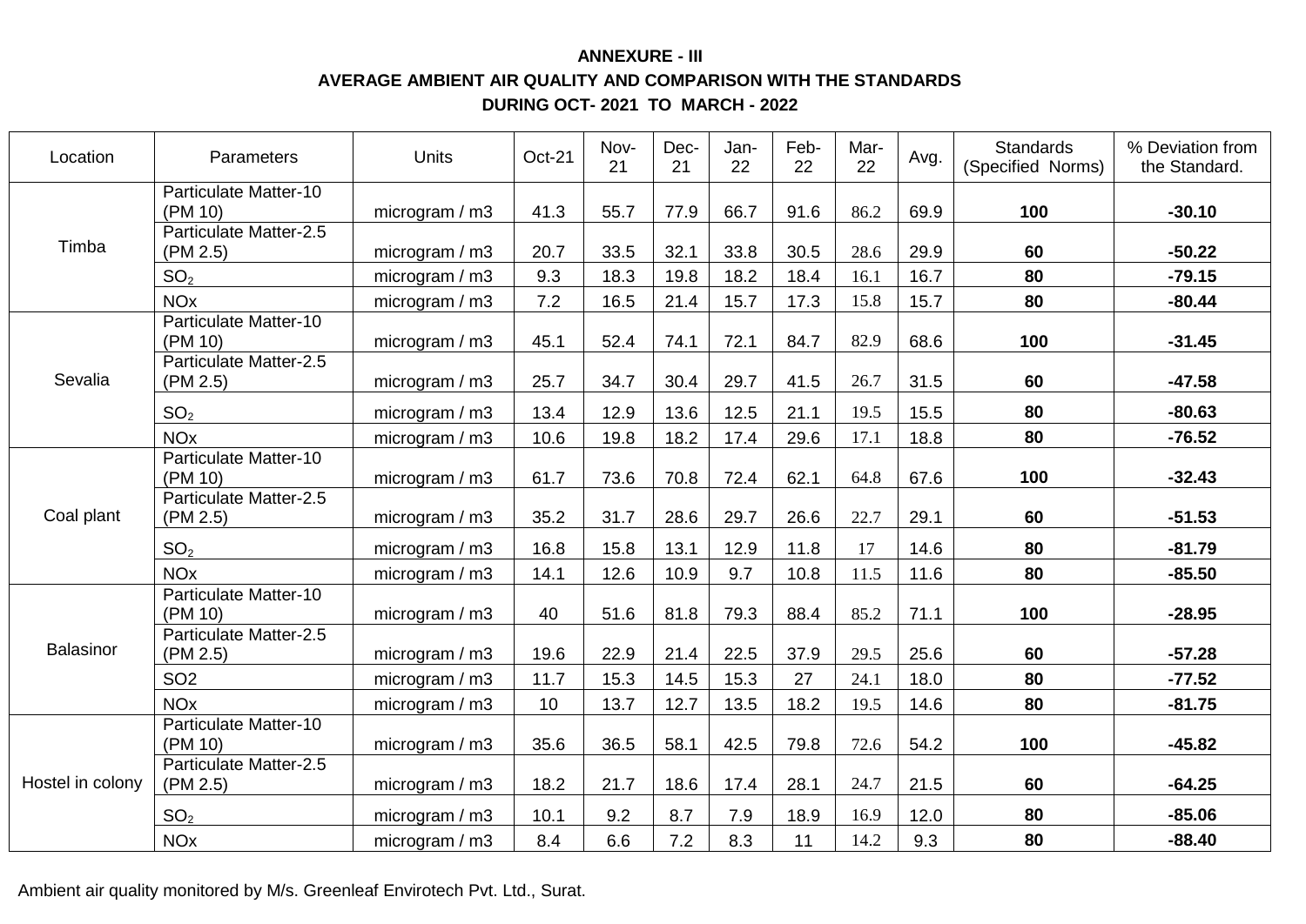**ANNEXURE - III**

**AVERAGE AMBIENT AIR QUALITY AND COMPARISON WITH THE STANDARDS**

**DURING OCT- 2021 TO MARCH - 2022**

| Location | Parameters | Units | Oct-21 | Nov-21 | Dec-21 | Jan-22 | Feb-22 | Mar-22 | Avg. | Standards (Specified Norms) | % Deviation from the Standard. |
|---|---|---|---|---|---|---|---|---|---|---|---|
| Timba | Particulate Matter-10 (PM 10) | microgram / m3 | 41.3 | 55.7 | 77.9 | 66.7 | 91.6 | 86.2 | 69.9 | **100** | **-30.10** |
| | Particulate Matter-2.5 (PM 2.5) | microgram / m3 | 20.7 | 33.5 | 32.1 | 33.8 | 30.5 | 28.6 | 29.9 | **60** | **-50.22** |
| | $SO_2$ | microgram / m3 | 9.3 | 18.3 | 19.8 | 18.2 | 18.4 | 16.1 | 16.7 | **80** | **-79.15** |
| | NOx | microgram / m3 | 7.2 | 16.5 | 21.4 | 15.7 | 17.3 | 15.8 | 15.7 | **80** | **-80.44** |
| Sevalia | Particulate Matter-10 (PM 10) | microgram / m3 | 45.1 | 52.4 | 74.1 | 72.1 | 84.7 | 82.9 | 68.6 | **100** | **-31.45** |
| | Particulate Matter-2.5 (PM 2.5) | microgram / m3 | 25.7 | 34.7 | 30.4 | 29.7 | 41.5 | 26.7 | 31.5 | **60** | **-47.58** |
| | $SO_2$ | microgram / m3 | 13.4 | 12.9 | 13.6 | 12.5 | 21.1 | 19.5 | 15.5 | **80** | **-80.63** |
| | NOx | microgram / m3 | 10.6 | 19.8 | 18.2 | 17.4 | 29.6 | 17.1 | 18.8 | **80** | **-76.52** |
| Coal plant | Particulate Matter-10 (PM 10) | microgram / m3 | 61.7 | 73.6 | 70.8 | 72.4 | 62.1 | 64.8 | 67.6 | **100** | **-32.43** |
| | Particulate Matter-2.5 (PM 2.5) | microgram / m3 | 35.2 | 31.7 | 28.6 | 29.7 | 26.6 | 22.7 | 29.1 | **60** | **-51.53** |
| | $SO_2$ | microgram / m3 | 16.8 | 15.8 | 13.1 | 12.9 | 11.8 | 17 | 14.6 | **80** | **-81.79** |
| | NOx | microgram / m3 | 14.1 | 12.6 | 10.9 | 9.7 | 10.8 | 11.5 | 11.6 | **80** | **-85.50** |
| Balasinor | Particulate Matter-10 (PM 10) | microgram / m3 | 40 | 51.6 | 81.8 | 79.3 | 88.4 | 85.2 | 71.1 | **100** | **-28.95** |
| | Particulate Matter-2.5 (PM 2.5) | microgram / m3 | 19.6 | 22.9 | 21.4 | 22.5 | 37.9 | 29.5 | 25.6 | **60** | **-57.28** |
| | SO2 | microgram / m3 | 11.7 | 15.3 | 14.5 | 15.3 | 27 | 24.1 | 18.0 | **80** | **-77.52** |
| | NOx | microgram / m3 | 10 | 13.7 | 12.7 | 13.5 | 18.2 | 19.5 | 14.6 | **80** | **-81.75** |
| Hostel in colony | Particulate Matter-10 (PM 10) | microgram / m3 | 35.6 | 36.5 | 58.1 | 42.5 | 79.8 | 72.6 | 54.2 | **100** | **-45.82** |
| | Particulate Matter-2.5 (PM 2.5) | microgram / m3 | 18.2 | 21.7 | 18.6 | 17.4 | 28.1 | 24.7 | 21.5 | **60** | **-64.25** |
| | $SO_2$ | microgram / m3 | 10.1 | 9.2 | 8.7 | 7.9 | 18.9 | 16.9 | 12.0 | **80** | **-85.06** |
| | NOx | microgram / m3 | 8.4 | 6.6 | 7.2 | 8.3 | 11 | 14.2 | 9.3 | **80** | **-88.40** |

Ambient air quality monitored by M/s. Greenleaf Envirotech Pvt. Ltd., Surat.